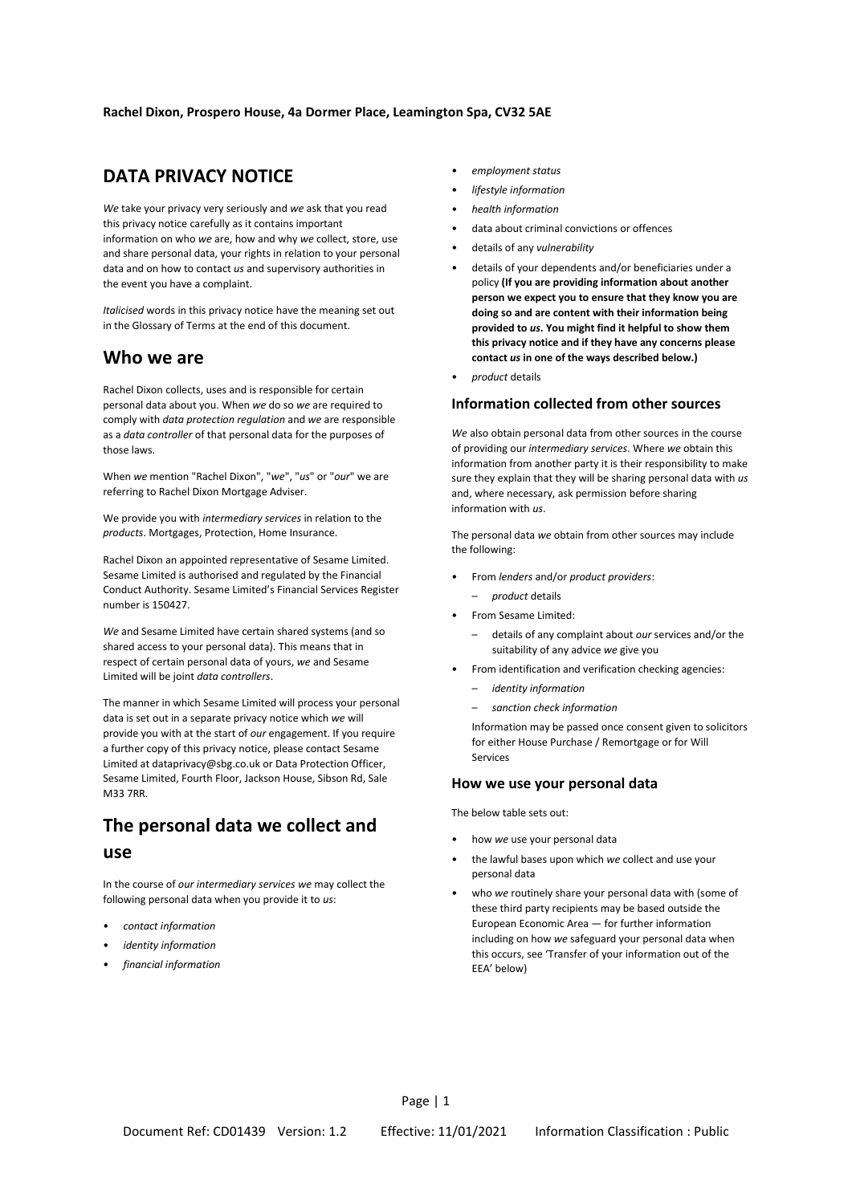**Rachel Dixon, Prospero House, 4a Dormer Place, Leamington Spa, CV32 5AE**

# DATA PRIVACY NOTICE

*We* take your privacy very seriously and *we* ask that you read this privacy notice carefully as it contains important information on who *we* are, how and why *we* collect, store, use and share personal data, your rights in relation to your personal data and on how to contact *us* and supervisory authorities in the event you have a complaint.

*Italicised* words in this privacy notice have the meaning set out in the Glossary of Terms at the end of this document.

# Who we are

Rachel Dixon collects, uses and is responsible for certain personal data about you. When *we* do so *we* are required to comply with *data protection regulation* and *we* are responsible as a *data controller* of that personal data for the purposes of those laws.

When *we* mention "Rachel Dixon", "*we*", "*us*" or "*our*" we are referring to Rachel Dixon Mortgage Adviser.

We provide you with *intermediary services* in relation to the *products*. Mortgages, Protection, Home Insurance.

Rachel Dixon an appointed representative of Sesame Limited. Sesame Limited is authorised and regulated by the Financial Conduct Authority. Sesame Limited's Financial Services Register number is 150427.

*We* and Sesame Limited have certain shared systems (and so shared access to your personal data). This means that in respect of certain personal data of yours, *we* and Sesame Limited will be joint *data controllers*.

The manner in which Sesame Limited will process your personal data is set out in a separate privacy notice which *we* will provide you with at the start of *our* engagement. If you require a further copy of this privacy notice, please contact Sesame Limited at dataprivacy@sbg.co.uk or Data Protection Officer, Sesame Limited, Fourth Floor, Jackson House, Sibson Rd, Sale M33 7RR.

# The personal data we collect and use

In the course of *our intermediary services we* may collect the following personal data when you provide it to *us*:

- *contact information*
- *identity information*
- *financial information*
- *employment status*
- *lifestyle information*
- *health information*
- data about criminal convictions or offences
- details of any *vulnerability*
- details of your dependents and/or beneficiaries under a policy **(If you are providing information about another person we expect you to ensure that they know you are doing so and are content with their information being provided to *us*. You might find it helpful to show them this privacy notice and if they have any concerns please contact *us* in one of the ways described below.)**
- *product* details

### Information collected from other sources

*We* also obtain personal data from other sources in the course of providing our *intermediary services*. Where *we* obtain this information from another party it is their responsibility to make sure they explain that they will be sharing personal data with *us* and, where necessary, ask permission before sharing information with *us*.

The personal data *we* obtain from other sources may include the following:

- From *lenders* and/or *product providers*:
  - *product* details
- From Sesame Limited:
  - details of any complaint about *our* services and/or the suitability of any advice *we* give you
- From identification and verification checking agencies:
  - *identity information*
  - *sanction check information*

  Information may be passed once consent given to solicitors for either House Purchase / Remortgage or for Will Services

### How we use your personal data

The below table sets out:

- how *we* use your personal data
- the lawful bases upon which *we* collect and use your personal data
- who *we* routinely share your personal data with (some of these third party recipients may be based outside the European Economic Area — for further information including on how *we* safeguard your personal data when this occurs, see 'Transfer of your information out of the EEA' below)

Document Ref: CD01439 Version: 1.2 Effective: 11/01/2021 Information Classification : Public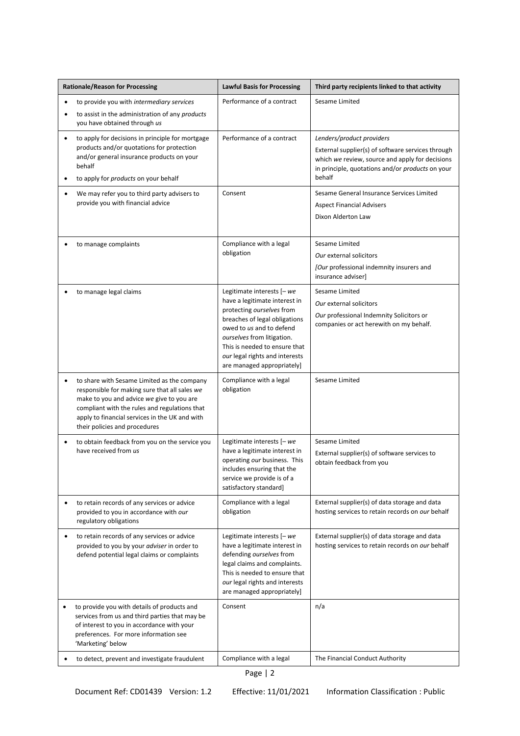| Rationale/Reason for Processing | Lawful Basis for Processing | Third party recipients linked to that activity |
|---|---|---|
| • to provide you with *intermediary services*<br>• to assist in the administration of any *products* you have obtained through *us* | Performance of a contract | Sesame Limited |
| • to apply for decisions in principle for mortgage products and/or quotations for protection and/or general insurance products on your behalf<br>• to apply for *products* on your behalf | Performance of a contract | *Lenders/product providers*<br>External supplier(s) of software services through which *we* review, source and apply for decisions in principle, quotations and/or *products* on your behalf |
| • We may refer you to third party advisers to provide you with financial advice | Consent | Sesame General Insurance Services Limited<br>Aspect Financial Advisers<br>Dixon Alderton Law |
| • to manage complaints | Compliance with a legal obligation | Sesame Limited<br>*Our* external solicitors<br>[*Our* professional indemnity insurers and insurance adviser] |
| • to manage legal claims | Legitimate interests [– *we* have a legitimate interest in protecting *ourselves* from breaches of legal obligations owed to *us* and to defend *ourselves* from litigation. This is needed to ensure that *our* legal rights and interests are managed appropriately] | Sesame Limited<br>*Our* external solicitors<br>*Our* professional Indemnity Solicitors or companies or act herewith on my behalf. |
| • to share with Sesame Limited as the company responsible for making sure that all sales *we* make to you and advice *we* give to you are compliant with the rules and regulations that apply to financial services in the UK and with their policies and procedures | Compliance with a legal obligation | Sesame Limited |
| • to obtain feedback from you on the service you have received from *us* | Legitimate interests [– *we* have a legitimate interest in operating *our* business. This includes ensuring that the service we provide is of a satisfactory standard] | Sesame Limited<br>External supplier(s) of software services to obtain feedback from you |
| • to retain records of any services or advice provided to you in accordance with *our* regulatory obligations | Compliance with a legal obligation | External supplier(s) of data storage and data hosting services to retain records on *our* behalf |
| • to retain records of any services or advice provided to you by your *adviser* in order to defend potential legal claims or complaints | Legitimate interests [– *we* have a legitimate interest in defending *ourselves* from legal claims and complaints. This is needed to ensure that *our* legal rights and interests are managed appropriately] | External supplier(s) of data storage and data hosting services to retain records on *our* behalf |
| • to provide you with details of products and services from us and third parties that may be of interest to you in accordance with your preferences. For more information see 'Marketing' below | Consent | n/a |
| • to detect, prevent and investigate fraudulent | Compliance with a legal | The Financial Conduct Authority |

Document Ref: CD01439 Version: 1.2 Effective: 11/01/2021 Information Classification : Public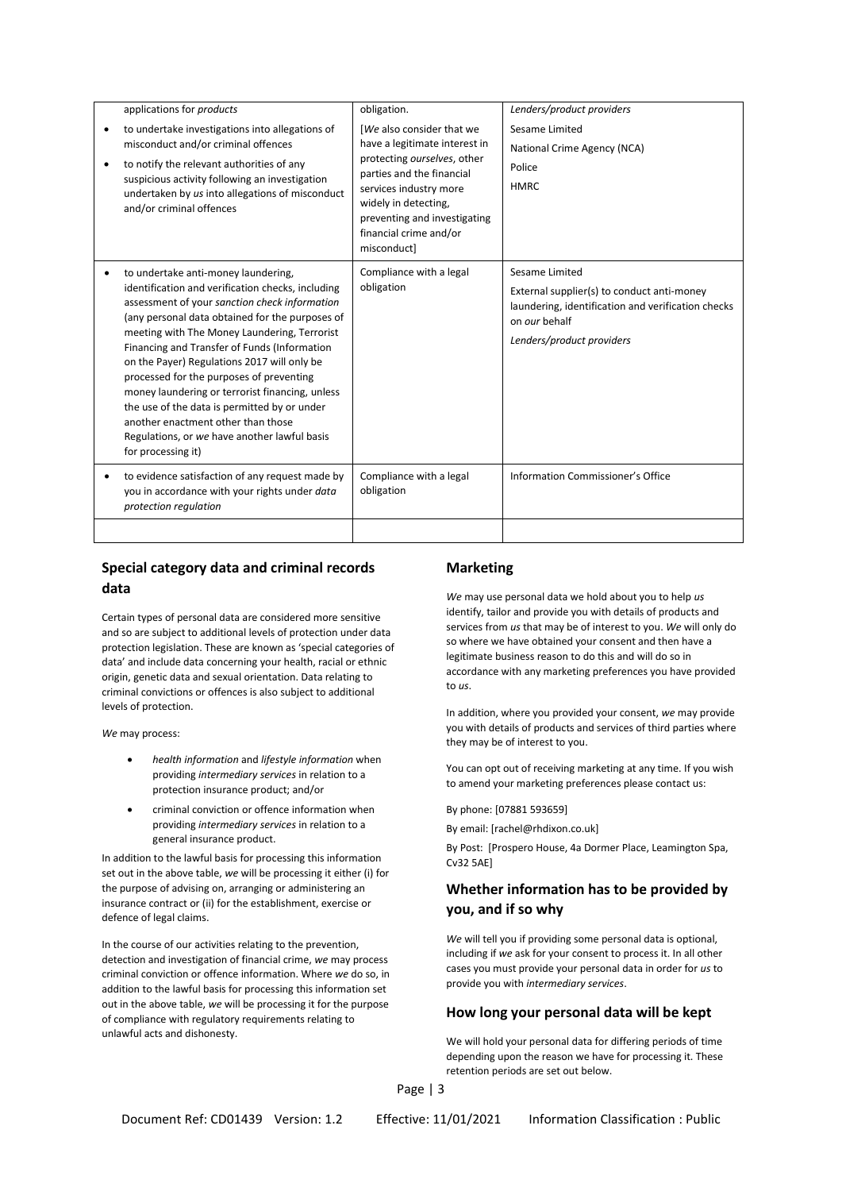| | | |
|---|---|---|
| applications for *products*<br>• to undertake investigations into allegations of misconduct and/or criminal offences<br>• to notify the relevant authorities of any suspicious activity following an investigation undertaken by *us* into allegations of misconduct and/or criminal offences | obligation.<br>[*We* also consider that we have a legitimate interest in protecting *ourselves*, other parties and the financial services industry more widely in detecting, preventing and investigating financial crime and/or misconduct] | *Lenders/product providers*<br>Sesame Limited<br>National Crime Agency (NCA)<br>Police<br>HMRC |
| • to undertake anti-money laundering, identification and verification checks, including assessment of your *sanction check information* (any personal data obtained for the purposes of meeting with The Money Laundering, Terrorist Financing and Transfer of Funds (Information on the Payer) Regulations 2017 will only be processed for the purposes of preventing money laundering or terrorist financing, unless the use of the data is permitted by or under another enactment other than those Regulations, or *we* have another lawful basis for processing it) | Compliance with a legal obligation | Sesame Limited<br>External supplier(s) to conduct anti-money laundering, identification and verification checks on *our* behalf<br>*Lenders/product providers* |
| • to evidence satisfaction of any request made by you in accordance with your rights under *data protection regulation* | Compliance with a legal obligation | Information Commissioner's Office |
| | | |

## Special category data and criminal records data

Certain types of personal data are considered more sensitive and so are subject to additional levels of protection under data protection legislation. These are known as 'special categories of data' and include data concerning your health, racial or ethnic origin, genetic data and sexual orientation. Data relating to criminal convictions or offences is also subject to additional levels of protection.

*We* may process:

- *health information* and *lifestyle information* when providing *intermediary services* in relation to a protection insurance product; and/or
- criminal conviction or offence information when providing *intermediary services* in relation to a general insurance product.

In addition to the lawful basis for processing this information set out in the above table, *we* will be processing it either (i) for the purpose of advising on, arranging or administering an insurance contract or (ii) for the establishment, exercise or defence of legal claims.

In the course of our activities relating to the prevention, detection and investigation of financial crime, *we* may process criminal conviction or offence information. Where *we* do so, in addition to the lawful basis for processing this information set out in the above table, *we* will be processing it for the purpose of compliance with regulatory requirements relating to unlawful acts and dishonesty.

## Marketing

*We* may use personal data we hold about you to help *us* identify, tailor and provide you with details of products and services from *us* that may be of interest to you. *We* will only do so where we have obtained your consent and then have a legitimate business reason to do this and will do so in accordance with any marketing preferences you have provided to *us*.

In addition, where you provided your consent, *we* may provide you with details of products and services of third parties where they may be of interest to you.

You can opt out of receiving marketing at any time. If you wish to amend your marketing preferences please contact us:

By phone: [07881 593659]

By email: [rachel@rhdixon.co.uk]

By Post: [Prospero House, 4a Dormer Place, Leamington Spa, Cv32 5AE]

## Whether information has to be provided by you, and if so why

*We* will tell you if providing some personal data is optional, including if *we* ask for your consent to process it. In all other cases you must provide your personal data in order for *us* to provide you with *intermediary services*.

## How long your personal data will be kept

We will hold your personal data for differing periods of time depending upon the reason we have for processing it. These retention periods are set out below.

Document Ref: CD01439 Version: 1.2 Effective: 11/01/2021 Information Classification : Public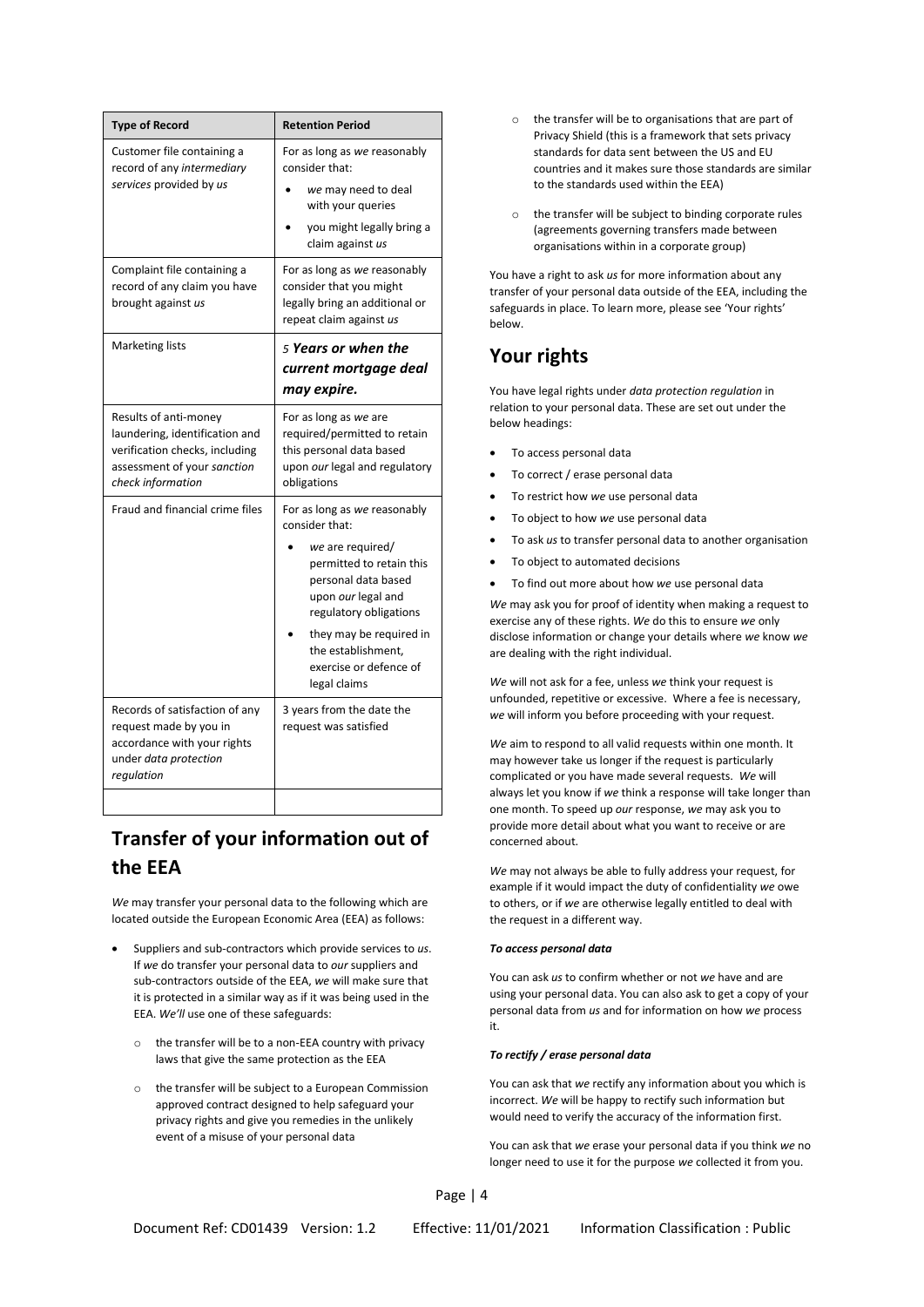| Type of Record | Retention Period |
|---|---|
| Customer file containing a record of any *intermediary services* provided by *us* | For as long as *we* reasonably consider that: <br>• *we* may need to deal with your queries <br>• you might legally bring a claim against *us* |
| Complaint file containing a record of any claim you have brought against *us* | For as long as *we* reasonably consider that you might legally bring an additional or repeat claim against *us* |
| Marketing lists | *5 **Years or when the current mortgage deal may expire.*** |
| Results of anti-money laundering, identification and verification checks, including assessment of your *sanction check information* | For as long as *we* are required/permitted to retain this personal data based upon *our* legal and regulatory obligations |
| Fraud and financial crime files | For as long as *we* reasonably consider that: <br>• *we* are required/ permitted to retain this personal data based upon *our* legal and regulatory obligations <br>• they may be required in the establishment, exercise or defence of legal claims |
| Records of satisfaction of any request made by you in accordance with your rights under *data protection regulation* | 3 years from the date the request was satisfied |
| | |

## Transfer of your information out of the EEA

*We* may transfer your personal data to the following which are located outside the European Economic Area (EEA) as follows:

- Suppliers and sub-contractors which provide services to *us*. If *we* do transfer your personal data to *our* suppliers and sub-contractors outside of the EEA, *we* will make sure that it is protected in a similar way as if it was being used in the EEA. *We'll* use one of these safeguards:
  - the transfer will be to a non-EEA country with privacy laws that give the same protection as the EEA
  - the transfer will be subject to a European Commission approved contract designed to help safeguard your privacy rights and give you remedies in the unlikely event of a misuse of your personal data
  - the transfer will be to organisations that are part of Privacy Shield (this is a framework that sets privacy standards for data sent between the US and EU countries and it makes sure those standards are similar to the standards used within the EEA)
  - the transfer will be subject to binding corporate rules (agreements governing transfers made between organisations within in a corporate group)

You have a right to ask *us* for more information about any transfer of your personal data outside of the EEA, including the safeguards in place. To learn more, please see 'Your rights' below.

## Your rights

You have legal rights under *data protection regulation* in relation to your personal data. These are set out under the below headings:

- To access personal data
- To correct / erase personal data
- To restrict how *we* use personal data
- To object to how *we* use personal data
- To ask *us* to transfer personal data to another organisation
- To object to automated decisions
- To find out more about how *we* use personal data

*We* may ask you for proof of identity when making a request to exercise any of these rights. *We* do this to ensure *we* only disclose information or change your details where *we* know *we* are dealing with the right individual.

*We* will not ask for a fee, unless *we* think your request is unfounded, repetitive or excessive. Where a fee is necessary, *we* will inform you before proceeding with your request.

*We* aim to respond to all valid requests within one month. It may however take us longer if the request is particularly complicated or you have made several requests. *We* will always let you know if *we* think a response will take longer than one month. To speed up *our* response, *we* may ask you to provide more detail about what you want to receive or are concerned about.

*We* may not always be able to fully address your request, for example if it would impact the duty of confidentiality *we* owe to others, or if *we* are otherwise legally entitled to deal with the request in a different way.

***To access personal data***

You can ask *us* to confirm whether or not *we* have and are using your personal data. You can also ask to get a copy of your personal data from *us* and for information on how *we* process it.

***To rectify / erase personal data***

You can ask that *we* rectify any information about you which is incorrect. *We* will be happy to rectify such information but would need to verify the accuracy of the information first.

You can ask that *we* erase your personal data if you think *we* no longer need to use it for the purpose *we* collected it from you.

Document Ref: CD01439 Version: 1.2 Effective: 11/01/2021 Information Classification : Public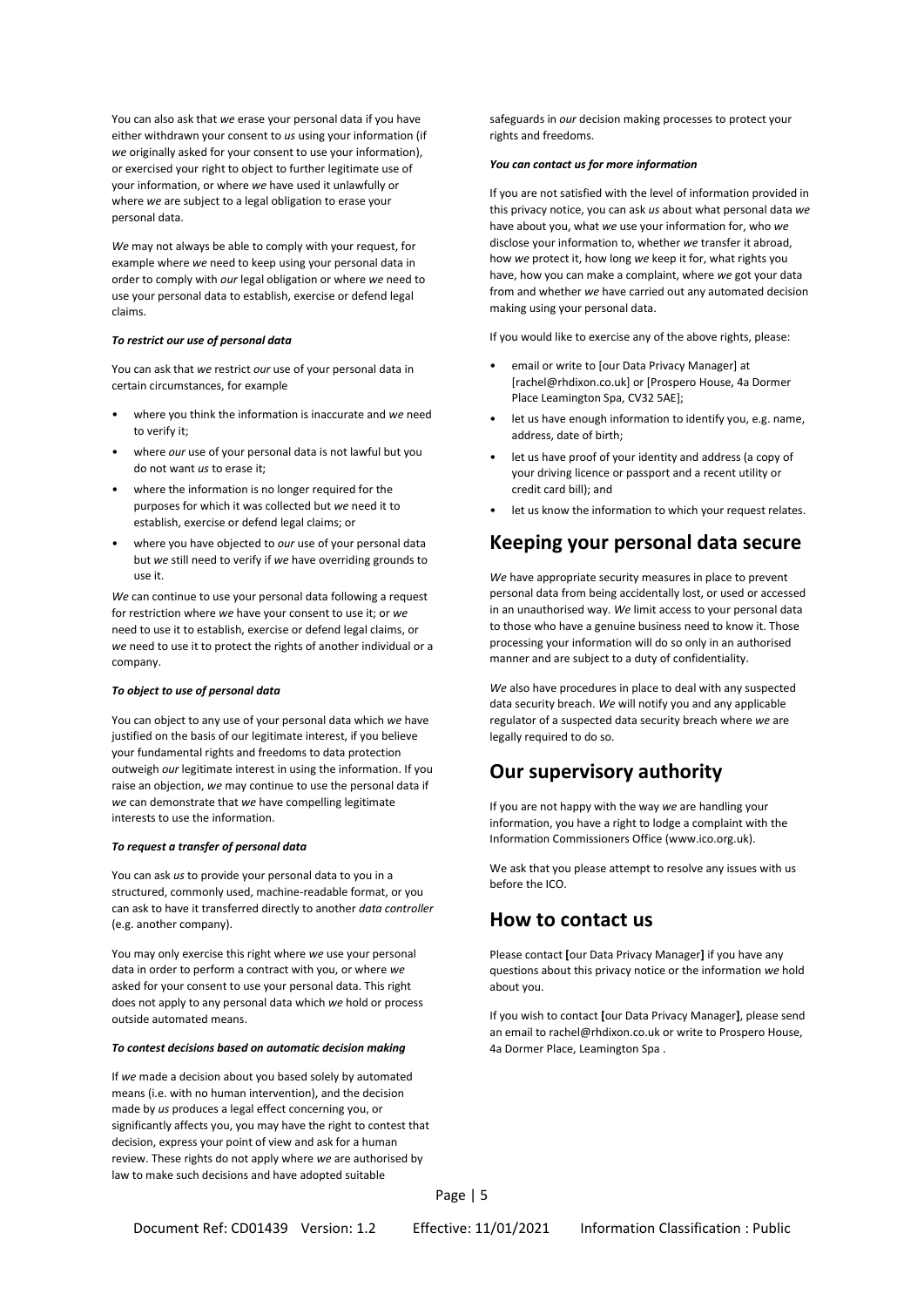You can also ask that *we* erase your personal data if you have either withdrawn your consent to *us* using your information (if *we* originally asked for your consent to use your information), or exercised your right to object to further legitimate use of your information, or where *we* have used it unlawfully or where *we* are subject to a legal obligation to erase your personal data.

*We* may not always be able to comply with your request, for example where *we* need to keep using your personal data in order to comply with *our* legal obligation or where *we* need to use your personal data to establish, exercise or defend legal claims.

***To restrict our use of personal data***

You can ask that *we* restrict *our* use of your personal data in certain circumstances, for example

- where you think the information is inaccurate and *we* need to verify it;
- where *our* use of your personal data is not lawful but you do not want *us* to erase it;
- where the information is no longer required for the purposes for which it was collected but *we* need it to establish, exercise or defend legal claims; or
- where you have objected to *our* use of your personal data but *we* still need to verify if *we* have overriding grounds to use it.

*We* can continue to use your personal data following a request for restriction where *we* have your consent to use it; or *we* need to use it to establish, exercise or defend legal claims, or *we* need to use it to protect the rights of another individual or a company.

***To object to use of personal data***

You can object to any use of your personal data which *we* have justified on the basis of our legitimate interest, if you believe your fundamental rights and freedoms to data protection outweigh *our* legitimate interest in using the information. If you raise an objection, *we* may continue to use the personal data if *we* can demonstrate that *we* have compelling legitimate interests to use the information.

***To request a transfer of personal data***

You can ask *us* to provide your personal data to you in a structured, commonly used, machine-readable format, or you can ask to have it transferred directly to another *data controller* (e.g. another company).

You may only exercise this right where *we* use your personal data in order to perform a contract with you, or where *we* asked for your consent to use your personal data. This right does not apply to any personal data which *we* hold or process outside automated means.

***To contest decisions based on automatic decision making***

If *we* made a decision about you based solely by automated means (i.e. with no human intervention), and the decision made by *us* produces a legal effect concerning you, or significantly affects you, you may have the right to contest that decision, express your point of view and ask for a human review. These rights do not apply where *we* are authorised by law to make such decisions and have adopted suitable safeguards in *our* decision making processes to protect your rights and freedoms.

***You can contact us for more information***

If you are not satisfied with the level of information provided in this privacy notice, you can ask *us* about what personal data *we* have about you, what *we* use your information for, who *we* disclose your information to, whether *we* transfer it abroad, how *we* protect it, how long *we* keep it for, what rights you have, how you can make a complaint, where *we* got your data from and whether *we* have carried out any automated decision making using your personal data.

If you would like to exercise any of the above rights, please:

- email or write to [our Data Privacy Manager] at [rachel@rhdixon.co.uk] or [Prospero House, 4a Dormer Place Leamington Spa, CV32 5AE];
- let us have enough information to identify you, e.g. name, address, date of birth;
- let us have proof of your identity and address (a copy of your driving licence or passport and a recent utility or credit card bill); and
- let us know the information to which your request relates.

## Keeping your personal data secure

*We* have appropriate security measures in place to prevent personal data from being accidentally lost, or used or accessed in an unauthorised way. *We* limit access to your personal data to those who have a genuine business need to know it. Those processing your information will do so only in an authorised manner and are subject to a duty of confidentiality.

*We* also have procedures in place to deal with any suspected data security breach. *We* will notify you and any applicable regulator of a suspected data security breach where *we* are legally required to do so.

## Our supervisory authority

If you are not happy with the way *we* are handling your information, you have a right to lodge a complaint with the Information Commissioners Office (www.ico.org.uk).

We ask that you please attempt to resolve any issues with us before the ICO.

## How to contact us

Please contact **[**our Data Privacy Manager**]** if you have any questions about this privacy notice or the information *we* hold about you.

If you wish to contact **[**our Data Privacy Manager**]**, please send an email to rachel@rhdixon.co.uk or write to Prospero House, 4a Dormer Place, Leamington Spa .

Document Ref: CD01439 Version: 1.2 Effective: 11/01/2021 Information Classification : Public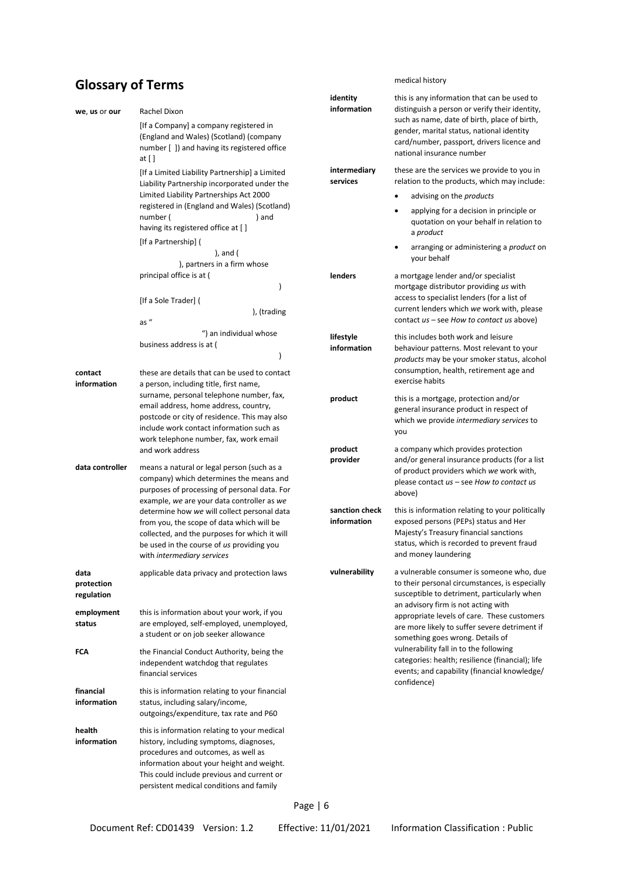## Glossary of Terms

| | |
|---|---|
| **we**, **us** or **our** | Rachel Dixon<br>[If a Company] a company registered in (England and Wales) (Scotland) (company number [ ]) and having its registered office at [ ]<br>[If a Limited Liability Partnership] a Limited Liability Partnership incorporated under the Limited Liability Partnerships Act 2000 registered in (England and Wales) (Scotland) number ( ) and having its registered office at [ ]<br>[If a Partnership] ( ), and ( ), partners in a firm whose principal office is at ( )<br>[If a Sole Trader] ( ), (trading as " ") an individual whose business address is at ( ) |
| **contact information** | these are details that can be used to contact a person, including title, first name, surname, personal telephone number, fax, email address, home address, country, postcode or city of residence. This may also include work contact information such as work telephone number, fax, work email and work address |
| **data controller** | means a natural or legal person (such as a company) which determines the means and purposes of processing of personal data. For example, *we* are your data controller as *we* determine how *we* will collect personal data from you, the scope of data which will be collected, and the purposes for which it will be used in the course of *us* providing you with *intermediary services* |
| **data protection regulation** | applicable data privacy and protection laws |
| **employment status** | this is information about your work, if you are employed, self-employed, unemployed, a student or on job seeker allowance |
| **FCA** | the Financial Conduct Authority, being the independent watchdog that regulates financial services |
| **financial information** | this is information relating to your financial status, including salary/income, outgoings/expenditure, tax rate and P60 |
| **health information** | this is information relating to your medical history, including symptoms, diagnoses, procedures and outcomes, as well as information about your height and weight. This could include previous and current or persistent medical conditions and family medical history |
| **identity information** | this is any information that can be used to distinguish a person or verify their identity, such as name, date of birth, place of birth, gender, marital status, national identity card/number, passport, drivers licence and national insurance number |
| **intermediary services** | these are the services we provide to you in relation to the products, which may include:<br>• advising on the *products*<br>• applying for a decision in principle or quotation on your behalf in relation to a *product*<br>• arranging or administering a *product* on your behalf |
| **lenders** | a mortgage lender and/or specialist mortgage distributor providing *us* with access to specialist lenders (for a list of current lenders which *we* work with, please contact *us* – see *How to contact us* above) |
| **lifestyle information** | this includes both work and leisure behaviour patterns. Most relevant to your *products* may be your smoker status, alcohol consumption, health, retirement age and exercise habits |
| **product** | this is a mortgage, protection and/or general insurance product in respect of which we provide *intermediary services* to you |
| **product provider** | a company which provides protection and/or general insurance products (for a list of product providers which *we* work with, please contact *us* – see *How to contact us* above) |
| **sanction check information** | this is information relating to your politically exposed persons (PEPs) status and Her Majesty's Treasury financial sanctions status, which is recorded to prevent fraud and money laundering |
| **vulnerability** | a vulnerable consumer is someone who, due to their personal circumstances, is especially susceptible to detriment, particularly when an advisory firm is not acting with appropriate levels of care. These customers are more likely to suffer severe detriment if something goes wrong. Details of vulnerability fall in to the following categories: health; resilience (financial); life events; and capability (financial knowledge/ confidence) |

Document Ref: CD01439 Version: 1.2 Effective: 11/01/2021 Information Classification : Public